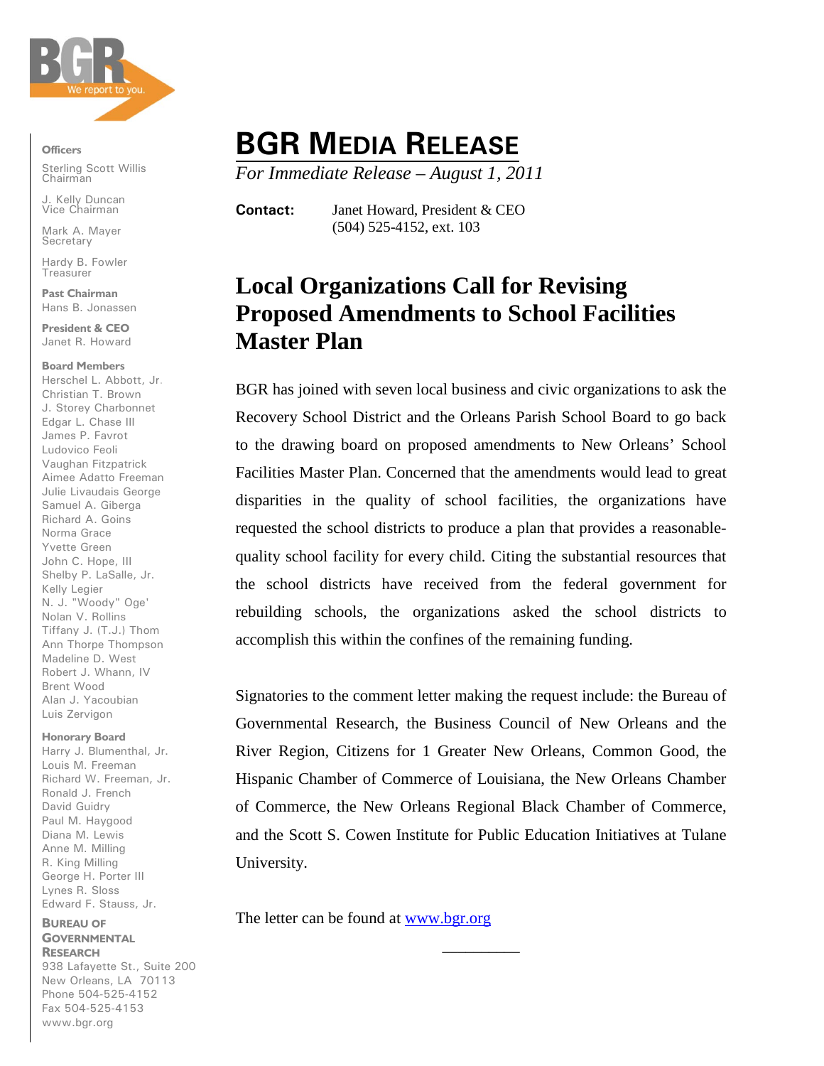BGR
We report to you.

**Officers**

Sterling Scott Willis
Chairman

J. Kelly Duncan
Vice Chairman

Mark A. Mayer
Secretary

Hardy B. Fowler
Treasurer

**Past Chairman**
Hans B. Jonassen

**President & CEO**
Janet R. Howard

**Board Members**
Herschel L. Abbott, Jr.
Christian T. Brown
J. Storey Charbonnet
Edgar L. Chase III
James P. Favrot
Ludovico Feoli
Vaughan Fitzpatrick
Aimee Adatto Freeman
Julie Livaudais George
Samuel A. Giberga
Richard A. Goins
Norma Grace
Yvette Green
John C. Hope, III
Shelby P. LaSalle, Jr.
Kelly Legier
N. J. "Woody" Oge'
Nolan V. Rollins
Tiffany J. (T.J.) Thom
Ann Thorpe Thompson
Madeline D. West
Robert J. Whann, IV
Brent Wood
Alan J. Yacoubian
Luis Zervigon

**Honorary Board**
Harry J. Blumenthal, Jr.
Louis M. Freeman
Richard W. Freeman, Jr.
Ronald J. French
David Guidry
Paul M. Haygood
Diana M. Lewis
Anne M. Milling
R. King Milling
George H. Porter III
Lynes R. Sloss
Edward F. Stauss, Jr.

**BUREAU OF GOVERNMENTAL RESEARCH**
938 Lafayette St., Suite 200
New Orleans, LA 70113
Phone 504-525-4152
Fax 504-525-4153
www.bgr.org

# BGR MEDIA RELEASE

*For Immediate Release – August 1, 2011*

**Contact:** Janet Howard, President & CEO
(504) 525-4152, ext. 103

## Local Organizations Call for Revising Proposed Amendments to School Facilities Master Plan

BGR has joined with seven local business and civic organizations to ask the Recovery School District and the Orleans Parish School Board to go back to the drawing board on proposed amendments to New Orleans' School Facilities Master Plan. Concerned that the amendments would lead to great disparities in the quality of school facilities, the organizations have requested the school districts to produce a plan that provides a reasonable-quality school facility for every child. Citing the substantial resources that the school districts have received from the federal government for rebuilding schools, the organizations asked the school districts to accomplish this within the confines of the remaining funding.

Signatories to the comment letter making the request include: the Bureau of Governmental Research, the Business Council of New Orleans and the River Region, Citizens for 1 Greater New Orleans, Common Good, the Hispanic Chamber of Commerce of Louisiana, the New Orleans Chamber of Commerce, the New Orleans Regional Black Chamber of Commerce, and the Scott S. Cowen Institute for Public Education Initiatives at Tulane University.

The letter can be found at www.bgr.org

\_\_\_\_\_\_\_\_\_\_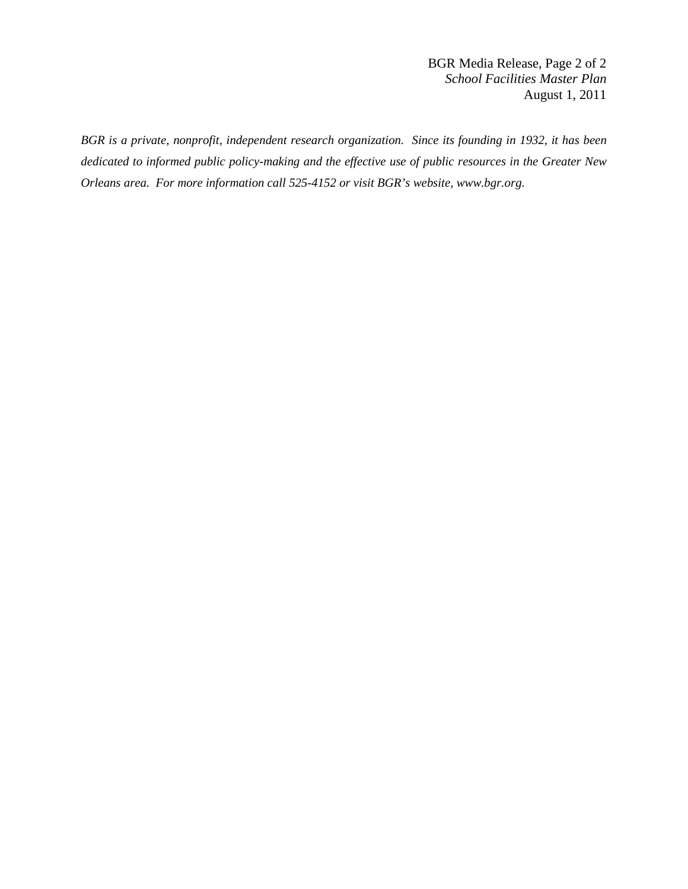*BGR is a private, nonprofit, independent research organization. Since its founding in 1932, it has been dedicated to informed public policy-making and the effective use of public resources in the Greater New Orleans area. For more information call 525-4152 or visit BGR's website, www.bgr.org.*